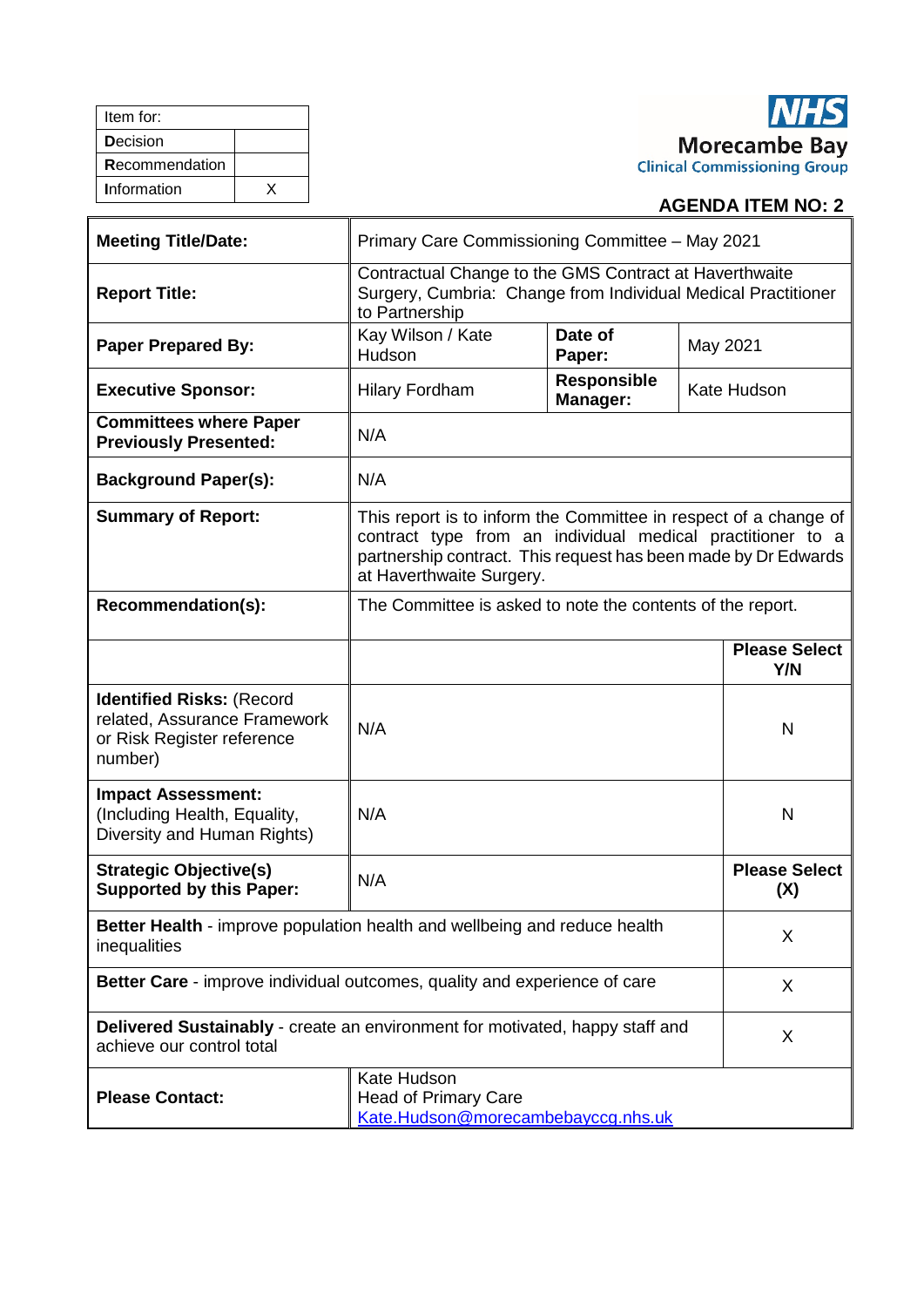| Item for: | |
|---|---|
| **D**ecision | |
| **R**ecommendation | |
| **I**nformation | X |

NHS
Morecambe Bay
Clinical Commissioning Group

**AGENDA ITEM NO: 2**

| **Meeting Title/Date:** | Primary Care Commissioning Committee – May 2021 | | |
|---|---|---|---|
| **Report Title:** | Contractual Change to the GMS Contract at Haverthwaite Surgery, Cumbria: Change from Individual Medical Practitioner to Partnership | | |
| **Paper Prepared By:** | Kay Wilson / Kate Hudson | **Date of Paper:** | May 2021 |
| **Executive Sponsor:** | Hilary Fordham | **Responsible Manager:** | Kate Hudson |
| **Committees where Paper Previously Presented:** | N/A | | |
| **Background Paper(s):** | N/A | | |
| **Summary of Report:** | This report is to inform the Committee in respect of a change of contract type from an individual medical practitioner to a partnership contract. This request has been made by Dr Edwards at Haverthwaite Surgery. | | |
| **Recommendation(s):** | The Committee is asked to note the contents of the report. | | |

| | | **Please Select Y/N** |
|---|---|---|
| **Identified Risks:** (Record related, Assurance Framework or Risk Register reference number) | N/A | N |
| **Impact Assessment:** (Including Health, Equality, Diversity and Human Rights) | N/A | N |
| **Strategic Objective(s) Supported by this Paper:** | N/A | **Please Select (X)** |
| **Better Health** - improve population health and wellbeing and reduce health inequalities | | X |
| **Better Care** - improve individual outcomes, quality and experience of care | | X |
| **Delivered Sustainably** - create an environment for motivated, happy staff and achieve our control total | | X |

| **Please Contact:** | Kate Hudson<br>Head of Primary Care<br>Kate.Hudson@morecambebayccg.nhs.uk |
|---|---|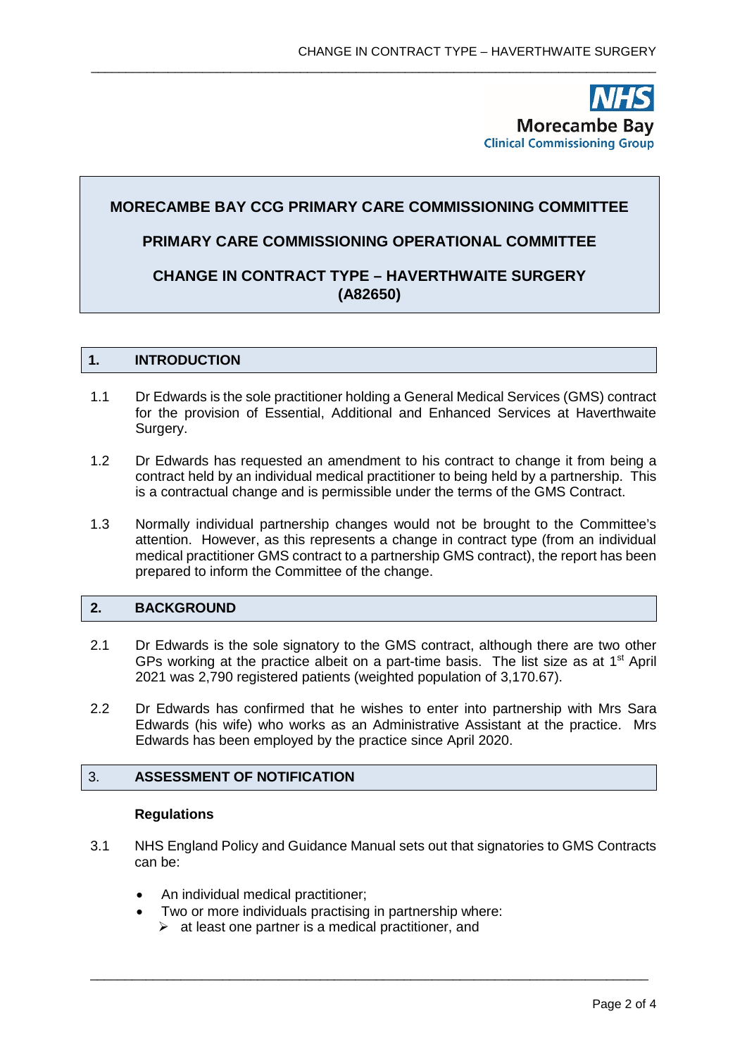**MORECAMBE BAY CCG PRIMARY CARE COMMISSIONING COMMITTEE**

**PRIMARY CARE COMMISSIONING OPERATIONAL COMMITTEE**

**CHANGE IN CONTRACT TYPE – HAVERTHWAITE SURGERY (A82650)**

## 1. INTRODUCTION

1.1 Dr Edwards is the sole practitioner holding a General Medical Services (GMS) contract for the provision of Essential, Additional and Enhanced Services at Haverthwaite Surgery.

1.2 Dr Edwards has requested an amendment to his contract to change it from being a contract held by an individual medical practitioner to being held by a partnership. This is a contractual change and is permissible under the terms of the GMS Contract.

1.3 Normally individual partnership changes would not be brought to the Committee's attention. However, as this represents a change in contract type (from an individual medical practitioner GMS contract to a partnership GMS contract), the report has been prepared to inform the Committee of the change.

## 2. BACKGROUND

2.1 Dr Edwards is the sole signatory to the GMS contract, although there are two other GPs working at the practice albeit on a part-time basis. The list size as at 1st April 2021 was 2,790 registered patients (weighted population of 3,170.67).

2.2 Dr Edwards has confirmed that he wishes to enter into partnership with Mrs Sara Edwards (his wife) who works as an Administrative Assistant at the practice. Mrs Edwards has been employed by the practice since April 2020.

## 3. ASSESSMENT OF NOTIFICATION

### Regulations

3.1 NHS England Policy and Guidance Manual sets out that signatories to GMS Contracts can be:

- An individual medical practitioner;
- Two or more individuals practising in partnership where:
  - at least one partner is a medical practitioner, and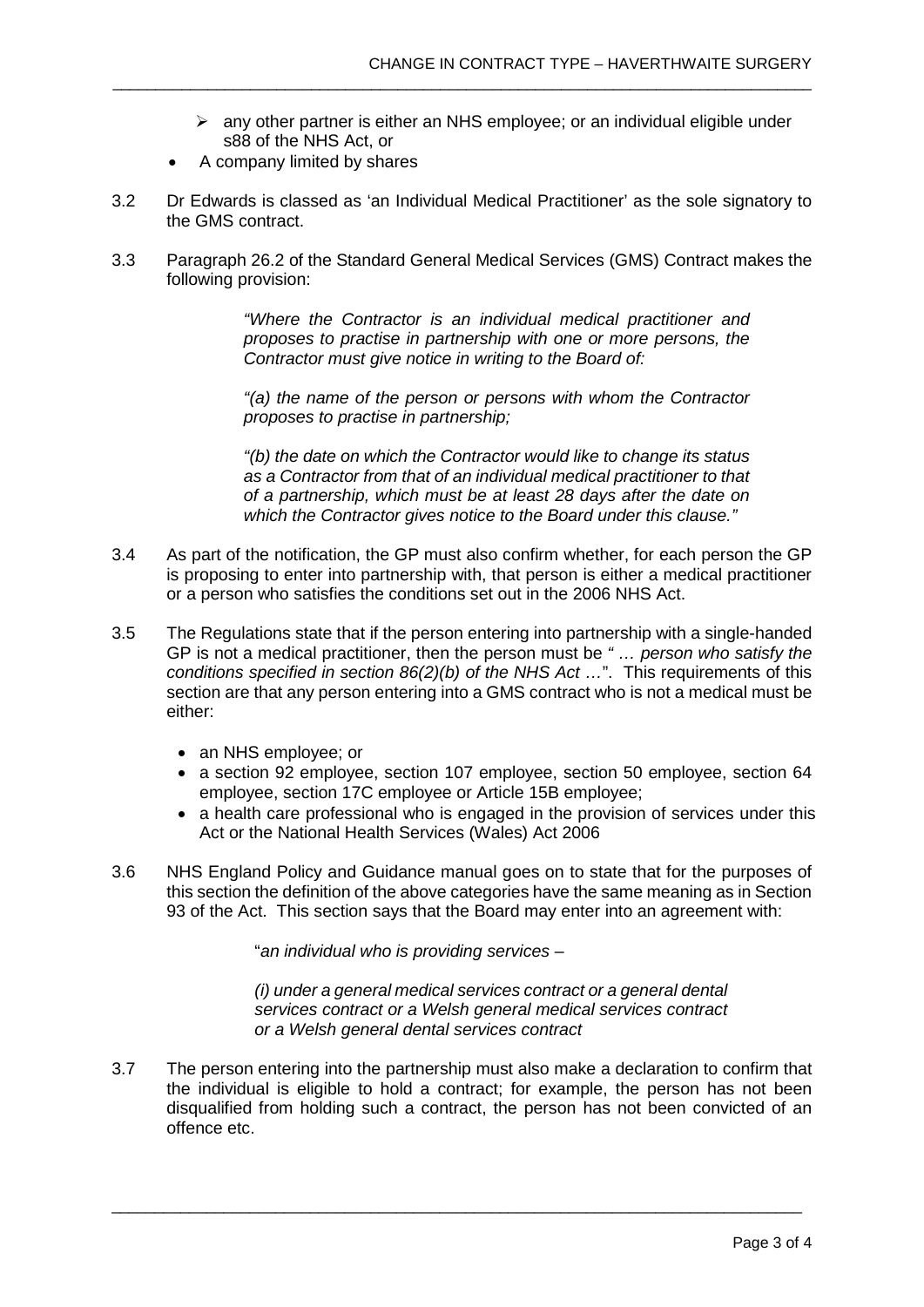- any other partner is either an NHS employee; or an individual eligible under s88 of the NHS Act, or

- A company limited by shares

3.2 Dr Edwards is classed as 'an Individual Medical Practitioner' as the sole signatory to the GMS contract.

3.3 Paragraph 26.2 of the Standard General Medical Services (GMS) Contract makes the following provision:

> *"Where the Contractor is an individual medical practitioner and proposes to practise in partnership with one or more persons, the Contractor must give notice in writing to the Board of:*
>
> *"(a) the name of the person or persons with whom the Contractor proposes to practise in partnership;*
>
> *"(b) the date on which the Contractor would like to change its status as a Contractor from that of an individual medical practitioner to that of a partnership, which must be at least 28 days after the date on which the Contractor gives notice to the Board under this clause."*

3.4 As part of the notification, the GP must also confirm whether, for each person the GP is proposing to enter into partnership with, that person is either a medical practitioner or a person who satisfies the conditions set out in the 2006 NHS Act.

3.5 The Regulations state that if the person entering into partnership with a single-handed GP is not a medical practitioner, then the person must be *" … person who satisfy the conditions specified in section 86(2)(b) of the NHS Act …*". This requirements of this section are that any person entering into a GMS contract who is not a medical must be either:

- an NHS employee; or
- a section 92 employee, section 107 employee, section 50 employee, section 64 employee, section 17C employee or Article 15B employee;
- a health care professional who is engaged in the provision of services under this Act or the National Health Services (Wales) Act 2006

3.6 NHS England Policy and Guidance manual goes on to state that for the purposes of this section the definition of the above categories have the same meaning as in Section 93 of the Act. This section says that the Board may enter into an agreement with:

> "*an individual who is providing services –*
>
> *(i) under a general medical services contract or a general dental services contract or a Welsh general medical services contract or a Welsh general dental services contract*

3.7 The person entering into the partnership must also make a declaration to confirm that the individual is eligible to hold a contract; for example, the person has not been disqualified from holding such a contract, the person has not been convicted of an offence etc.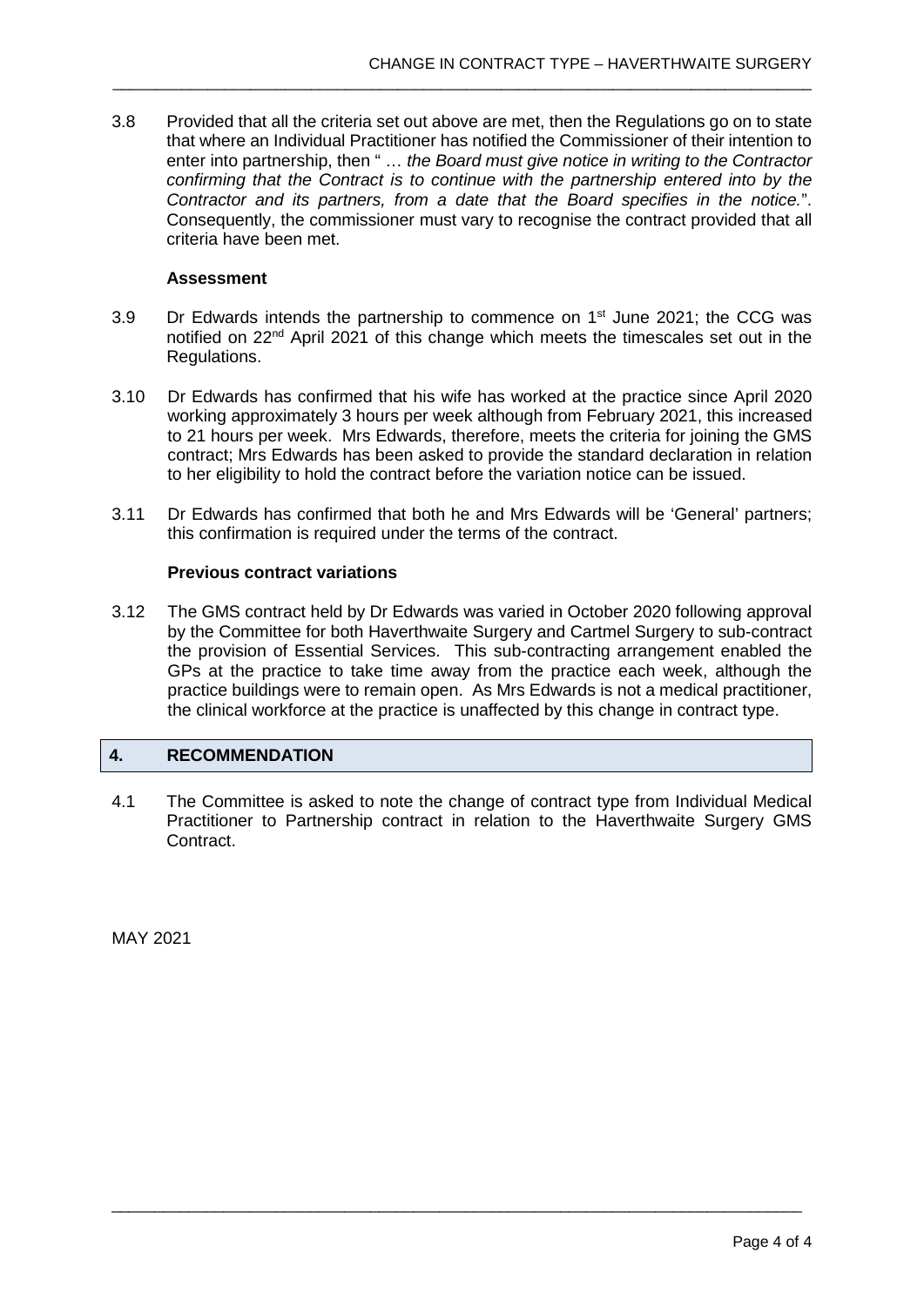3.8 Provided that all the criteria set out above are met, then the Regulations go on to state that where an Individual Practitioner has notified the Commissioner of their intention to enter into partnership, then " … *the Board must give notice in writing to the Contractor confirming that the Contract is to continue with the partnership entered into by the Contractor and its partners, from a date that the Board specifies in the notice.*". Consequently, the commissioner must vary to recognise the contract provided that all criteria have been met.

**Assessment**

3.9 Dr Edwards intends the partnership to commence on 1st June 2021; the CCG was notified on 22nd April 2021 of this change which meets the timescales set out in the Regulations.

3.10 Dr Edwards has confirmed that his wife has worked at the practice since April 2020 working approximately 3 hours per week although from February 2021, this increased to 21 hours per week. Mrs Edwards, therefore, meets the criteria for joining the GMS contract; Mrs Edwards has been asked to provide the standard declaration in relation to her eligibility to hold the contract before the variation notice can be issued.

3.11 Dr Edwards has confirmed that both he and Mrs Edwards will be 'General' partners; this confirmation is required under the terms of the contract.

**Previous contract variations**

3.12 The GMS contract held by Dr Edwards was varied in October 2020 following approval by the Committee for both Haverthwaite Surgery and Cartmel Surgery to sub-contract the provision of Essential Services. This sub-contracting arrangement enabled the GPs at the practice to take time away from the practice each week, although the practice buildings were to remain open. As Mrs Edwards is not a medical practitioner, the clinical workforce at the practice is unaffected by this change in contract type.

## 4. RECOMMENDATION

4.1 The Committee is asked to note the change of contract type from Individual Medical Practitioner to Partnership contract in relation to the Haverthwaite Surgery GMS Contract.

MAY 2021